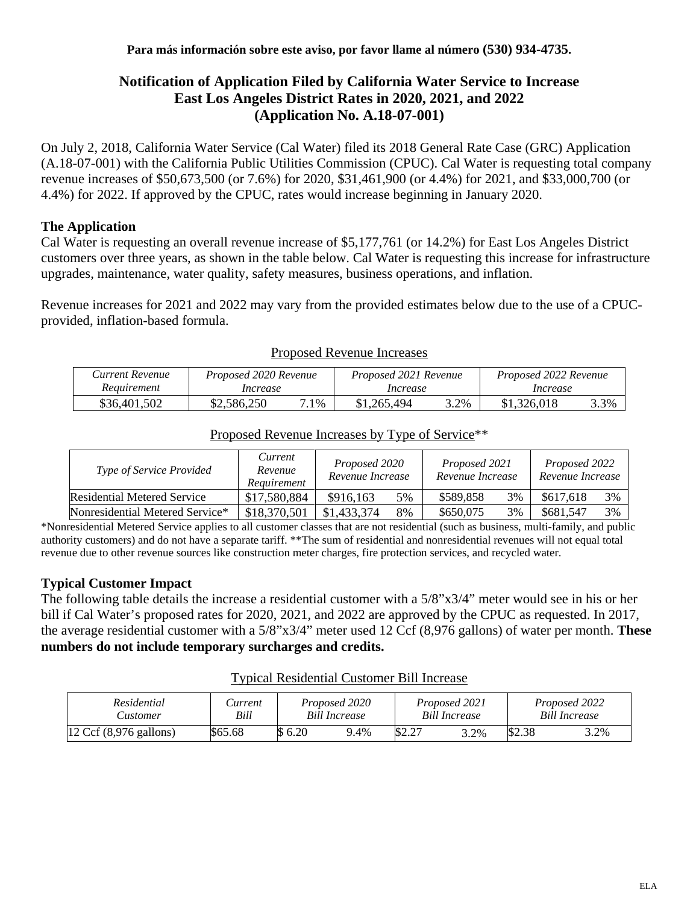**Para más información sobre este aviso, por favor llame al número (530) 934-4735.**

# Notification of Application Filed by California Water Service to Increase East Los Angeles District Rates in 2020, 2021, and 2022 (Application No. A.18-07-001)

On July 2, 2018, California Water Service (Cal Water) filed its 2018 General Rate Case (GRC) Application (A.18-07-001) with the California Public Utilities Commission (CPUC). Cal Water is requesting total company revenue increases of $50,673,500 (or 7.6%) for 2020, $31,461,900 (or 4.4%) for 2021, and $33,000,700 (or 4.4%) for 2022. If approved by the CPUC, rates would increase beginning in January 2020.

## The Application

Cal Water is requesting an overall revenue increase of $5,177,761 (or 14.2%) for East Los Angeles District customers over three years, as shown in the table below. Cal Water is requesting this increase for infrastructure upgrades, maintenance, water quality, safety measures, business operations, and inflation.

Revenue increases for 2021 and 2022 may vary from the provided estimates below due to the use of a CPUC-provided, inflation-based formula.

Proposed Revenue Increases

| *Current Revenue Requirement* | *Proposed 2020 Revenue Increase* | | *Proposed 2021 Revenue Increase* | | *Proposed 2022 Revenue Increase* | |
|---|---|---|---|---|---|---|
| $36,401,502 | $2,586,250 | 7.1% | $1,265,494 | 3.2% | $1,326,018 | 3.3% |

Proposed Revenue Increases by Type of Service**

| *Type of Service Provided* | *Current Revenue Requirement* | *Proposed 2020 Revenue Increase* | | *Proposed 2021 Revenue Increase* | | *Proposed 2022 Revenue Increase* | |
|---|---|---|---|---|---|---|---|
| Residential Metered Service | $17,580,884 | $916,163 | 5% | $589,858 | 3% | $617,618 | 3% |
| Nonresidential Metered Service* | $18,370,501 | $1,433,374 | 8% | $650,075 | 3% | $681,547 | 3% |

*Nonresidential Metered Service applies to all customer classes that are not residential (such as business, multi-family, and public authority customers) and do not have a separate tariff. **The sum of residential and nonresidential revenues will not equal total revenue due to other revenue sources like construction meter charges, fire protection services, and recycled water.

## Typical Customer Impact

The following table details the increase a residential customer with a 5/8"x3/4" meter would see in his or her bill if Cal Water's proposed rates for 2020, 2021, and 2022 are approved by the CPUC as requested. In 2017, the average residential customer with a 5/8"x3/4" meter used 12 Ccf (8,976 gallons) of water per month. **These numbers do not include temporary surcharges and credits.**

Typical Residential Customer Bill Increase

| *Residential Customer* | *Current Bill* | *Proposed 2020 Bill Increase* | | *Proposed 2021 Bill Increase* | | *Proposed 2022 Bill Increase* | |
|---|---|---|---|---|---|---|---|
| 12 Ccf (8,976 gallons) | $65.68 | $ 6.20 | 9.4% | $2.27 | 3.2% | $2.38 | 3.2% |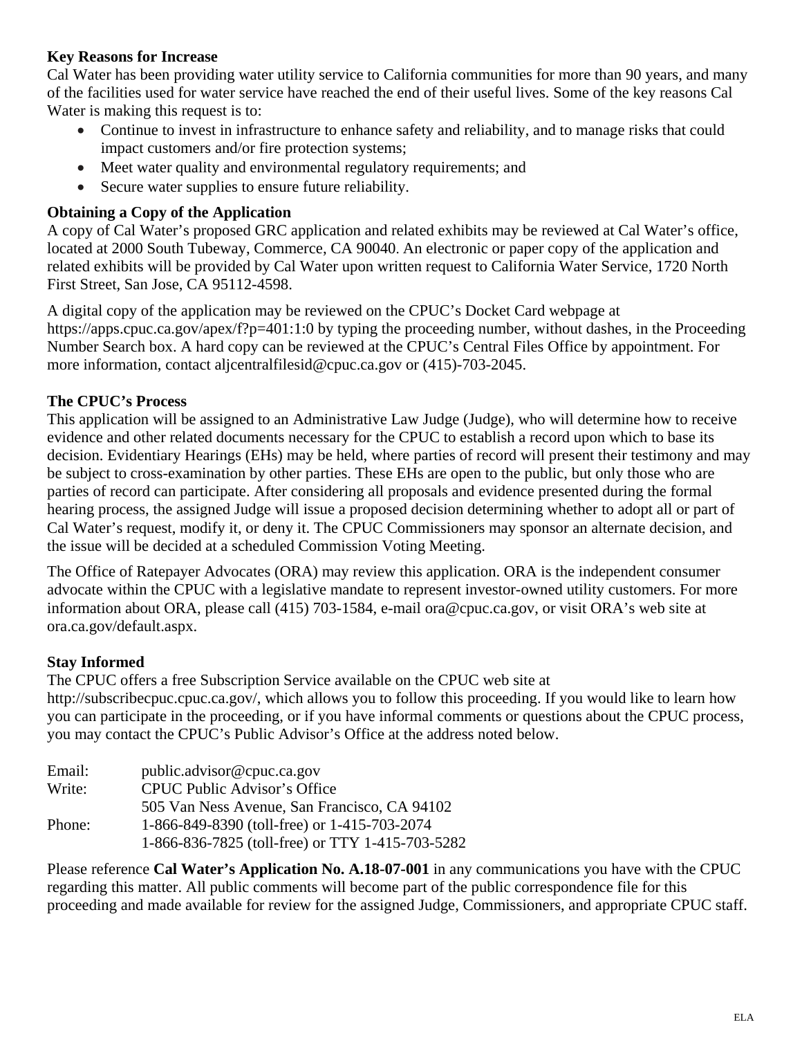**Key Reasons for Increase**

Cal Water has been providing water utility service to California communities for more than 90 years, and many of the facilities used for water service have reached the end of their useful lives. Some of the key reasons Cal Water is making this request is to:

- Continue to invest in infrastructure to enhance safety and reliability, and to manage risks that could impact customers and/or fire protection systems;
- Meet water quality and environmental regulatory requirements; and
- Secure water supplies to ensure future reliability.

**Obtaining a Copy of the Application**

A copy of Cal Water's proposed GRC application and related exhibits may be reviewed at Cal Water's office, located at 2000 South Tubeway, Commerce, CA 90040. An electronic or paper copy of the application and related exhibits will be provided by Cal Water upon written request to California Water Service, 1720 North First Street, San Jose, CA 95112-4598.

A digital copy of the application may be reviewed on the CPUC's Docket Card webpage at https://apps.cpuc.ca.gov/apex/f?p=401:1:0 by typing the proceeding number, without dashes, in the Proceeding Number Search box. A hard copy can be reviewed at the CPUC's Central Files Office by appointment. For more information, contact aljcentralfilesid@cpuc.ca.gov or (415)-703-2045.

**The CPUC's Process**

This application will be assigned to an Administrative Law Judge (Judge), who will determine how to receive evidence and other related documents necessary for the CPUC to establish a record upon which to base its decision. Evidentiary Hearings (EHs) may be held, where parties of record will present their testimony and may be subject to cross-examination by other parties. These EHs are open to the public, but only those who are parties of record can participate. After considering all proposals and evidence presented during the formal hearing process, the assigned Judge will issue a proposed decision determining whether to adopt all or part of Cal Water's request, modify it, or deny it. The CPUC Commissioners may sponsor an alternate decision, and the issue will be decided at a scheduled Commission Voting Meeting.

The Office of Ratepayer Advocates (ORA) may review this application. ORA is the independent consumer advocate within the CPUC with a legislative mandate to represent investor-owned utility customers. For more information about ORA, please call (415) 703-1584, e-mail ora@cpuc.ca.gov, or visit ORA's web site at ora.ca.gov/default.aspx.

**Stay Informed**

The CPUC offers a free Subscription Service available on the CPUC web site at http://subscribecpuc.cpuc.ca.gov/, which allows you to follow this proceeding. If you would like to learn how you can participate in the proceeding, or if you have informal comments or questions about the CPUC process, you may contact the CPUC's Public Advisor's Office at the address noted below.

| | |
|---|---|
| Email: | public.advisor@cpuc.ca.gov |
| Write: | CPUC Public Advisor's Office |
| | 505 Van Ness Avenue, San Francisco, CA 94102 |
| Phone: | 1-866-849-8390 (toll-free) or 1-415-703-2074 |
| | 1-866-836-7825 (toll-free) or TTY 1-415-703-5282 |

Please reference **Cal Water's Application No. A.18-07-001** in any communications you have with the CPUC regarding this matter. All public comments will become part of the public correspondence file for this proceeding and made available for review for the assigned Judge, Commissioners, and appropriate CPUC staff.

ELA